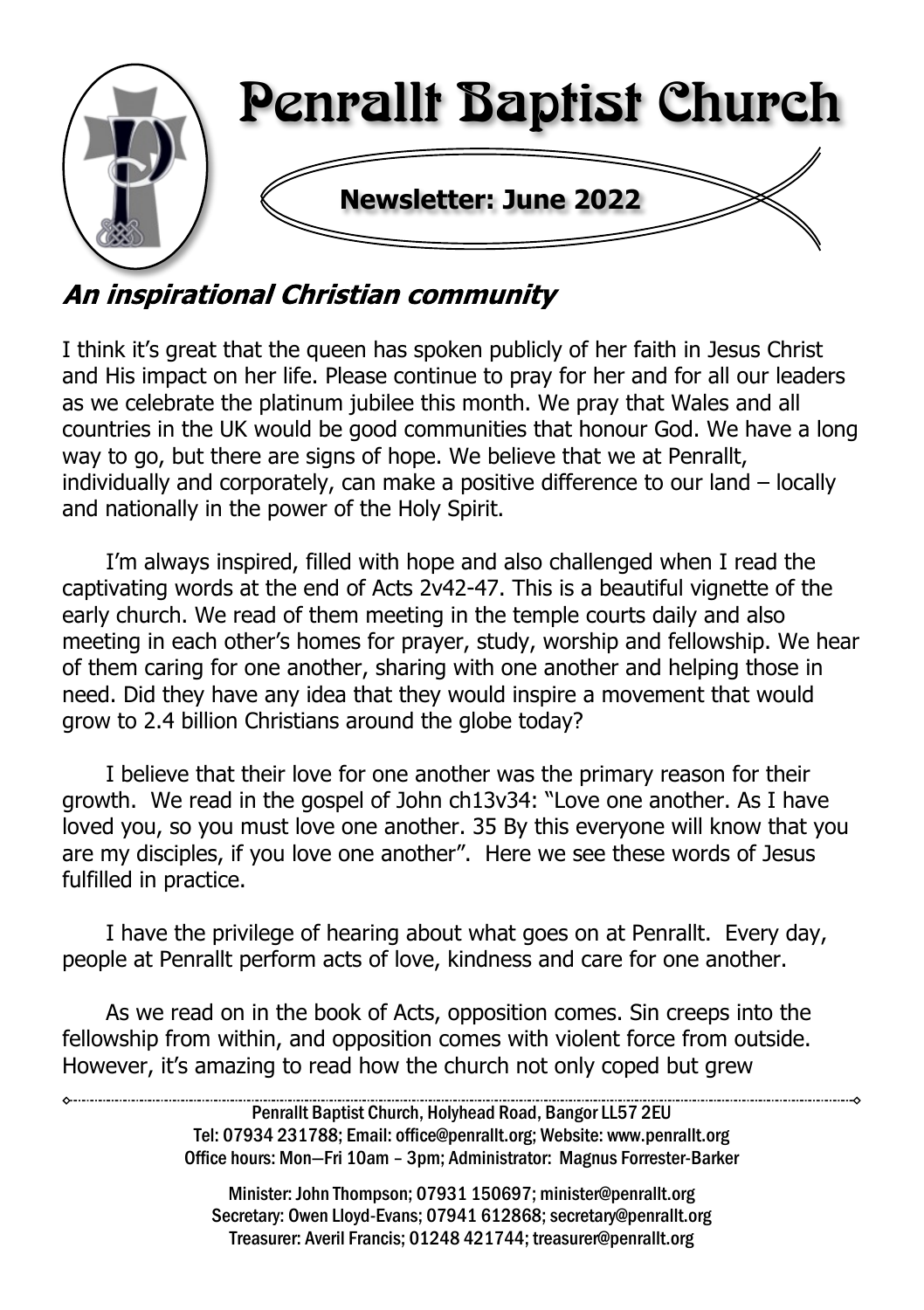# Penrallt Baptist Church

## Newsletter: June 2022

### *An inspirational Christian community*

I think it's great that the queen has spoken publicly of her faith in Jesus Christ and His impact on her life. Please continue to pray for her and for all our leaders as we celebrate the platinum jubilee this month. We pray that Wales and all countries in the UK would be good communities that honour God. We have a long way to go, but there are signs of hope. We believe that we at Penrallt, individually and corporately, can make a positive difference to our land – locally and nationally in the power of the Holy Spirit.

I'm always inspired, filled with hope and also challenged when I read the captivating words at the end of Acts 2v42-47. This is a beautiful vignette of the early church. We read of them meeting in the temple courts daily and also meeting in each other's homes for prayer, study, worship and fellowship. We hear of them caring for one another, sharing with one another and helping those in need. Did they have any idea that they would inspire a movement that would grow to 2.4 billion Christians around the globe today?

I believe that their love for one another was the primary reason for their growth. We read in the gospel of John ch13v34: "Love one another. As I have loved you, so you must love one another. 35 By this everyone will know that you are my disciples, if you love one another". Here we see these words of Jesus fulfilled in practice.

I have the privilege of hearing about what goes on at Penrallt. Every day, people at Penrallt perform acts of love, kindness and care for one another.

As we read on in the book of Acts, opposition comes. Sin creeps into the fellowship from within, and opposition comes with violent force from outside. However, it's amazing to read how the church not only coped but grew

---

Penrallt Baptist Church, Holyhead Road, Bangor LL57 2EU
Tel: 07934 231788; Email: office@penrallt.org; Website: www.penrallt.org
Office hours: Mon—Fri 10am – 3pm; Administrator: Magnus Forrester-Barker

Minister: John Thompson; 07931 150697; minister@penrallt.org
Secretary: Owen Lloyd-Evans; 07941 612868; secretary@penrallt.org
Treasurer: Averil Francis; 01248 421744; treasurer@penrallt.org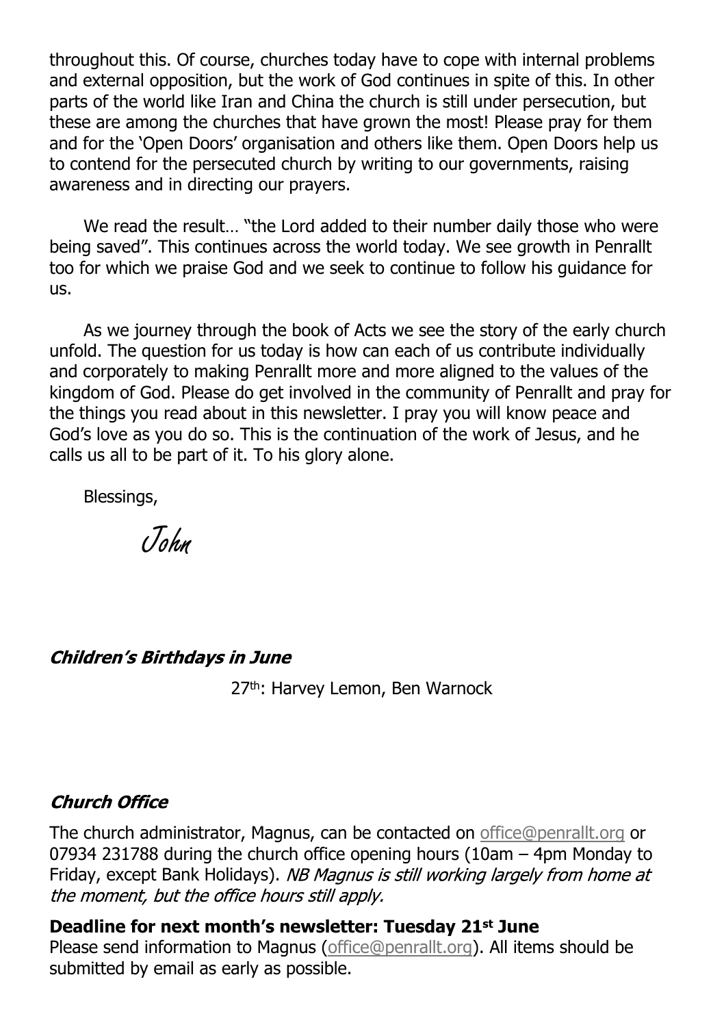throughout this. Of course, churches today have to cope with internal problems and external opposition, but the work of God continues in spite of this. In other parts of the world like Iran and China the church is still under persecution, but these are among the churches that have grown the most! Please pray for them and for the 'Open Doors' organisation and others like them. Open Doors help us to contend for the persecuted church by writing to our governments, raising awareness and in directing our prayers.

We read the result… "the Lord added to their number daily those who were being saved". This continues across the world today. We see growth in Penrallt too for which we praise God and we seek to continue to follow his guidance for us.

As we journey through the book of Acts we see the story of the early church unfold. The question for us today is how can each of us contribute individually and corporately to making Penrallt more and more aligned to the values of the kingdom of God. Please do get involved in the community of Penrallt and pray for the things you read about in this newsletter. I pray you will know peace and God's love as you do so. This is the continuation of the work of Jesus, and he calls us all to be part of it. To his glory alone.

Blessings,

*John*

### *Children's Birthdays in June*

27th: Harvey Lemon, Ben Warnock

### *Church Office*

The church administrator, Magnus, can be contacted on office@penrallt.org or 07934 231788 during the church office opening hours (10am – 4pm Monday to Friday, except Bank Holidays). *NB Magnus is still working largely from home at the moment, but the office hours still apply.*

**Deadline for next month's newsletter: Tuesday 21st June**

Please send information to Magnus (office@penrallt.org). All items should be submitted by email as early as possible.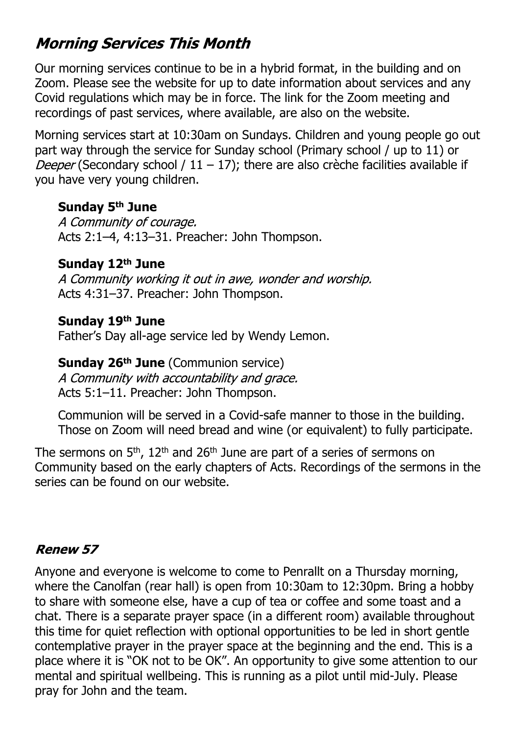## *Morning Services This Month*

Our morning services continue to be in a hybrid format, in the building and on Zoom. Please see the website for up to date information about services and any Covid regulations which may be in force. The link for the Zoom meeting and recordings of past services, where available, are also on the website.

Morning services start at 10:30am on Sundays. Children and young people go out part way through the service for Sunday school (Primary school / up to 11) or *Deeper* (Secondary school / 11 – 17); there are also crèche facilities available if you have very young children.

**Sunday 5th June**
*A Community of courage.*
Acts 2:1–4, 4:13–31. Preacher: John Thompson.

**Sunday 12th June**
*A Community working it out in awe, wonder and worship.*
Acts 4:31–37. Preacher: John Thompson.

**Sunday 19th June**
Father's Day all-age service led by Wendy Lemon.

**Sunday 26th June** (Communion service)
*A Community with accountability and grace.*
Acts 5:1–11. Preacher: John Thompson.

Communion will be served in a Covid-safe manner to those in the building. Those on Zoom will need bread and wine (or equivalent) to fully participate.

The sermons on 5th, 12th and 26th June are part of a series of sermons on Community based on the early chapters of Acts. Recordings of the sermons in the series can be found on our website.

### *Renew 57*

Anyone and everyone is welcome to come to Penrallt on a Thursday morning, where the Canolfan (rear hall) is open from 10:30am to 12:30pm. Bring a hobby to share with someone else, have a cup of tea or coffee and some toast and a chat. There is a separate prayer space (in a different room) available throughout this time for quiet reflection with optional opportunities to be led in short gentle contemplative prayer in the prayer space at the beginning and the end. This is a place where it is "OK not to be OK". An opportunity to give some attention to our mental and spiritual wellbeing. This is running as a pilot until mid-July. Please pray for John and the team.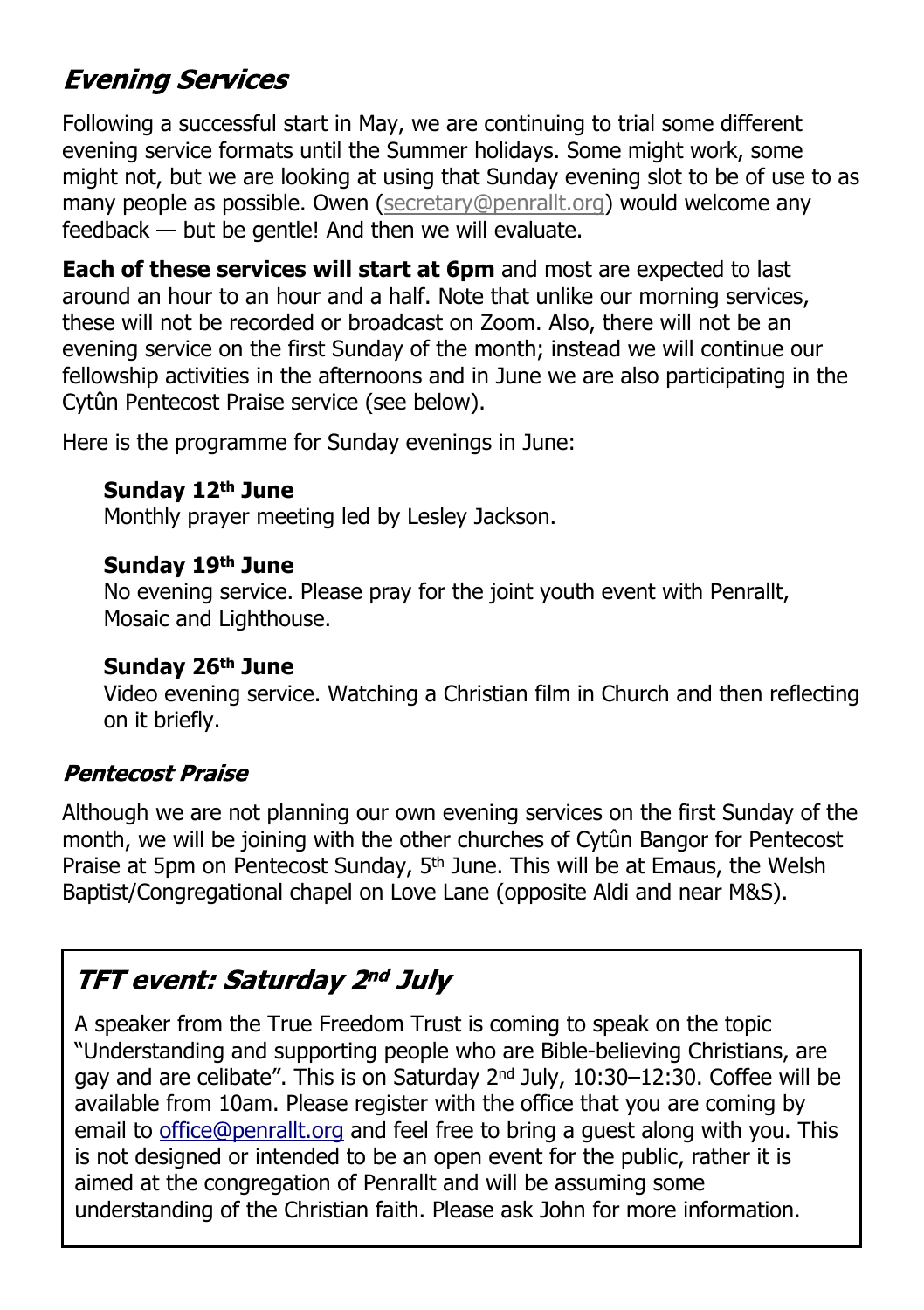## *Evening Services*

Following a successful start in May, we are continuing to trial some different evening service formats until the Summer holidays. Some might work, some might not, but we are looking at using that Sunday evening slot to be of use to as many people as possible. Owen (secretary@penrallt.org) would welcome any feedback — but be gentle! And then we will evaluate.

**Each of these services will start at 6pm** and most are expected to last around an hour to an hour and a half. Note that unlike our morning services, these will not be recorded or broadcast on Zoom. Also, there will not be an evening service on the first Sunday of the month; instead we will continue our fellowship activities in the afternoons and in June we are also participating in the Cytûn Pentecost Praise service (see below).

Here is the programme for Sunday evenings in June:

**Sunday 12th June**
Monthly prayer meeting led by Lesley Jackson.

**Sunday 19th June**
No evening service. Please pray for the joint youth event with Penrallt, Mosaic and Lighthouse.

**Sunday 26th June**
Video evening service. Watching a Christian film in Church and then reflecting on it briefly.

### *Pentecost Praise*

Although we are not planning our own evening services on the first Sunday of the month, we will be joining with the other churches of Cytûn Bangor for Pentecost Praise at 5pm on Pentecost Sunday, 5th June. This will be at Emaus, the Welsh Baptist/Congregational chapel on Love Lane (opposite Aldi and near M&S).

## *TFT event: Saturday 2nd July*

A speaker from the True Freedom Trust is coming to speak on the topic "Understanding and supporting people who are Bible-believing Christians, are gay and are celibate". This is on Saturday 2nd July, 10:30–12:30. Coffee will be available from 10am. Please register with the office that you are coming by email to office@penrallt.org and feel free to bring a guest along with you. This is not designed or intended to be an open event for the public, rather it is aimed at the congregation of Penrallt and will be assuming some understanding of the Christian faith. Please ask John for more information.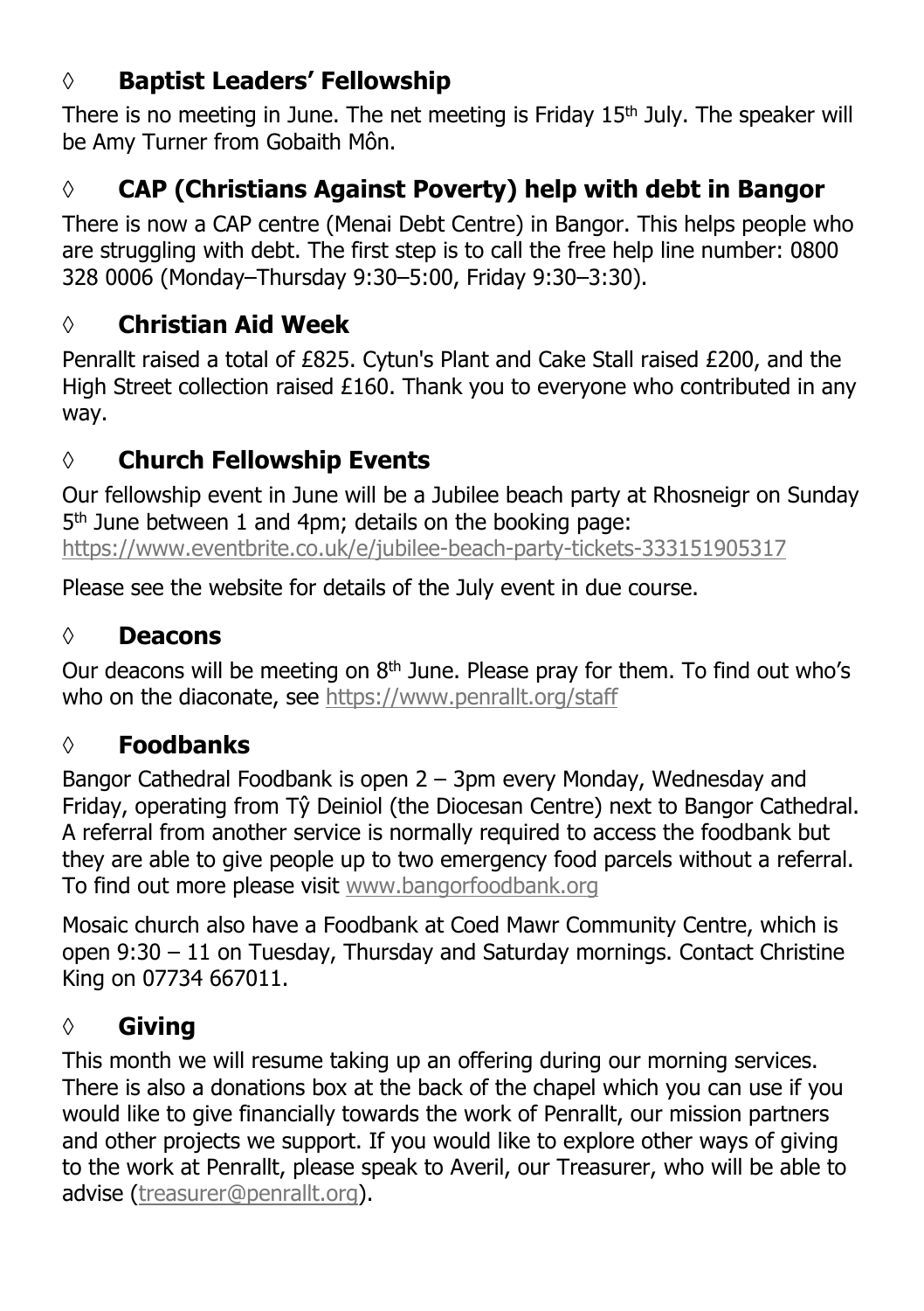## ◊ Baptist Leaders' Fellowship

There is no meeting in June. The net meeting is Friday 15th July. The speaker will be Amy Turner from Gobaith Môn.

## ◊ CAP (Christians Against Poverty) help with debt in Bangor

There is now a CAP centre (Menai Debt Centre) in Bangor. This helps people who are struggling with debt. The first step is to call the free help line number: 0800 328 0006 (Monday–Thursday 9:30–5:00, Friday 9:30–3:30).

## ◊ Christian Aid Week

Penrallt raised a total of £825. Cytun's Plant and Cake Stall raised £200, and the High Street collection raised £160. Thank you to everyone who contributed in any way.

## ◊ Church Fellowship Events

Our fellowship event in June will be a Jubilee beach party at Rhosneigr on Sunday 5th June between 1 and 4pm; details on the booking page: https://www.eventbrite.co.uk/e/jubilee-beach-party-tickets-333151905317

Please see the website for details of the July event in due course.

## ◊ Deacons

Our deacons will be meeting on 8th June. Please pray for them. To find out who's who on the diaconate, see https://www.penrallt.org/staff

## ◊ Foodbanks

Bangor Cathedral Foodbank is open 2 – 3pm every Monday, Wednesday and Friday, operating from Tŷ Deiniol (the Diocesan Centre) next to Bangor Cathedral. A referral from another service is normally required to access the foodbank but they are able to give people up to two emergency food parcels without a referral. To find out more please visit www.bangorfoodbank.org

Mosaic church also have a Foodbank at Coed Mawr Community Centre, which is open 9:30 – 11 on Tuesday, Thursday and Saturday mornings. Contact Christine King on 07734 667011.

## ◊ Giving

This month we will resume taking up an offering during our morning services. There is also a donations box at the back of the chapel which you can use if you would like to give financially towards the work of Penrallt, our mission partners and other projects we support. If you would like to explore other ways of giving to the work at Penrallt, please speak to Averil, our Treasurer, who will be able to advise (treasurer@penrallt.org).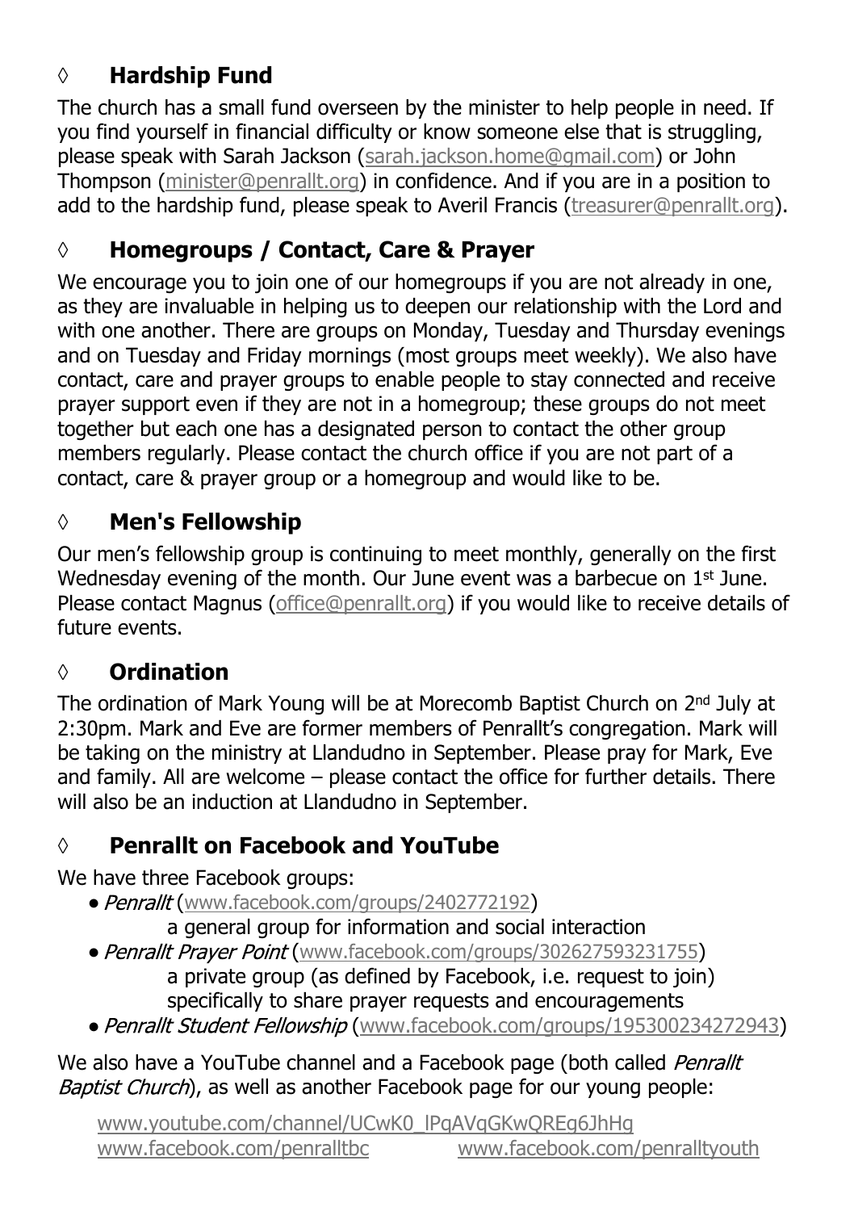## ◊ **Hardship Fund**

The church has a small fund overseen by the minister to help people in need. If you find yourself in financial difficulty or know someone else that is struggling, please speak with Sarah Jackson (sarah.jackson.home@gmail.com) or John Thompson (minister@penrallt.org) in confidence. And if you are in a position to add to the hardship fund, please speak to Averil Francis (treasurer@penrallt.org).

## ◊ **Homegroups / Contact, Care & Prayer**

We encourage you to join one of our homegroups if you are not already in one, as they are invaluable in helping us to deepen our relationship with the Lord and with one another. There are groups on Monday, Tuesday and Thursday evenings and on Tuesday and Friday mornings (most groups meet weekly). We also have contact, care and prayer groups to enable people to stay connected and receive prayer support even if they are not in a homegroup; these groups do not meet together but each one has a designated person to contact the other group members regularly. Please contact the church office if you are not part of a contact, care & prayer group or a homegroup and would like to be.

## ◊ **Men's Fellowship**

Our men's fellowship group is continuing to meet monthly, generally on the first Wednesday evening of the month. Our June event was a barbecue on 1st June. Please contact Magnus (office@penrallt.org) if you would like to receive details of future events.

## ◊ **Ordination**

The ordination of Mark Young will be at Morecomb Baptist Church on 2nd July at 2:30pm. Mark and Eve are former members of Penrallt's congregation. Mark will be taking on the ministry at Llandudno in September. Please pray for Mark, Eve and family. All are welcome – please contact the office for further details. There will also be an induction at Llandudno in September.

## ◊ **Penrallt on Facebook and YouTube**

We have three Facebook groups:

- *Penrallt* (www.facebook.com/groups/2402772192)
  a general group for information and social interaction
- *Penrallt Prayer Point* (www.facebook.com/groups/302627593231755)
  a private group (as defined by Facebook, i.e. request to join) specifically to share prayer requests and encouragements
- *Penrallt Student Fellowship* (www.facebook.com/groups/195300234272943)

We also have a YouTube channel and a Facebook page (both called *Penrallt Baptist Church*), as well as another Facebook page for our young people:

www.youtube.com/channel/UCwK0_lPqAVqGKwQREg6JhHg
www.facebook.com/penralltbc www.facebook.com/penralltyouth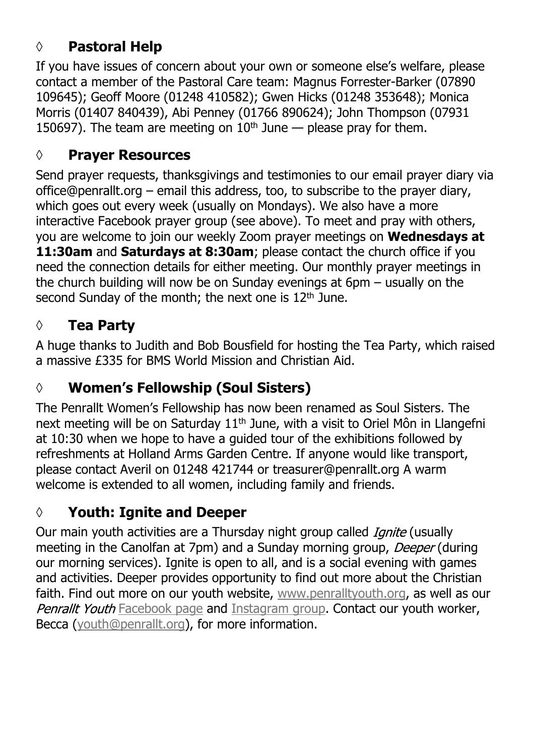## ◊ Pastoral Help

If you have issues of concern about your own or someone else's welfare, please contact a member of the Pastoral Care team: Magnus Forrester-Barker (07890 109645); Geoff Moore (01248 410582); Gwen Hicks (01248 353648); Monica Morris (01407 840439), Abi Penney (01766 890624); John Thompson (07931 150697). The team are meeting on 10th June — please pray for them.

## ◊ Prayer Resources

Send prayer requests, thanksgivings and testimonies to our email prayer diary via office@penrallt.org – email this address, too, to subscribe to the prayer diary, which goes out every week (usually on Mondays). We also have a more interactive Facebook prayer group (see above). To meet and pray with others, you are welcome to join our weekly Zoom prayer meetings on **Wednesdays at 11:30am** and **Saturdays at 8:30am**; please contact the church office if you need the connection details for either meeting. Our monthly prayer meetings in the church building will now be on Sunday evenings at 6pm – usually on the second Sunday of the month; the next one is 12th June.

## ◊ Tea Party

A huge thanks to Judith and Bob Bousfield for hosting the Tea Party, which raised a massive £335 for BMS World Mission and Christian Aid.

## ◊ Women's Fellowship (Soul Sisters)

The Penrallt Women's Fellowship has now been renamed as Soul Sisters. The next meeting will be on Saturday 11th June, with a visit to Oriel Môn in Llangefni at 10:30 when we hope to have a guided tour of the exhibitions followed by refreshments at Holland Arms Garden Centre. If anyone would like transport, please contact Averil on 01248 421744 or treasurer@penrallt.org A warm welcome is extended to all women, including family and friends.

## ◊ Youth: Ignite and Deeper

Our main youth activities are a Thursday night group called *Ignite* (usually meeting in the Canolfan at 7pm) and a Sunday morning group, *Deeper* (during our morning services). Ignite is open to all, and is a social evening with games and activities. Deeper provides opportunity to find out more about the Christian faith. Find out more on our youth website, www.penralltyouth.org, as well as our *Penrallt Youth* Facebook page and Instagram group. Contact our youth worker, Becca (youth@penrallt.org), for more information.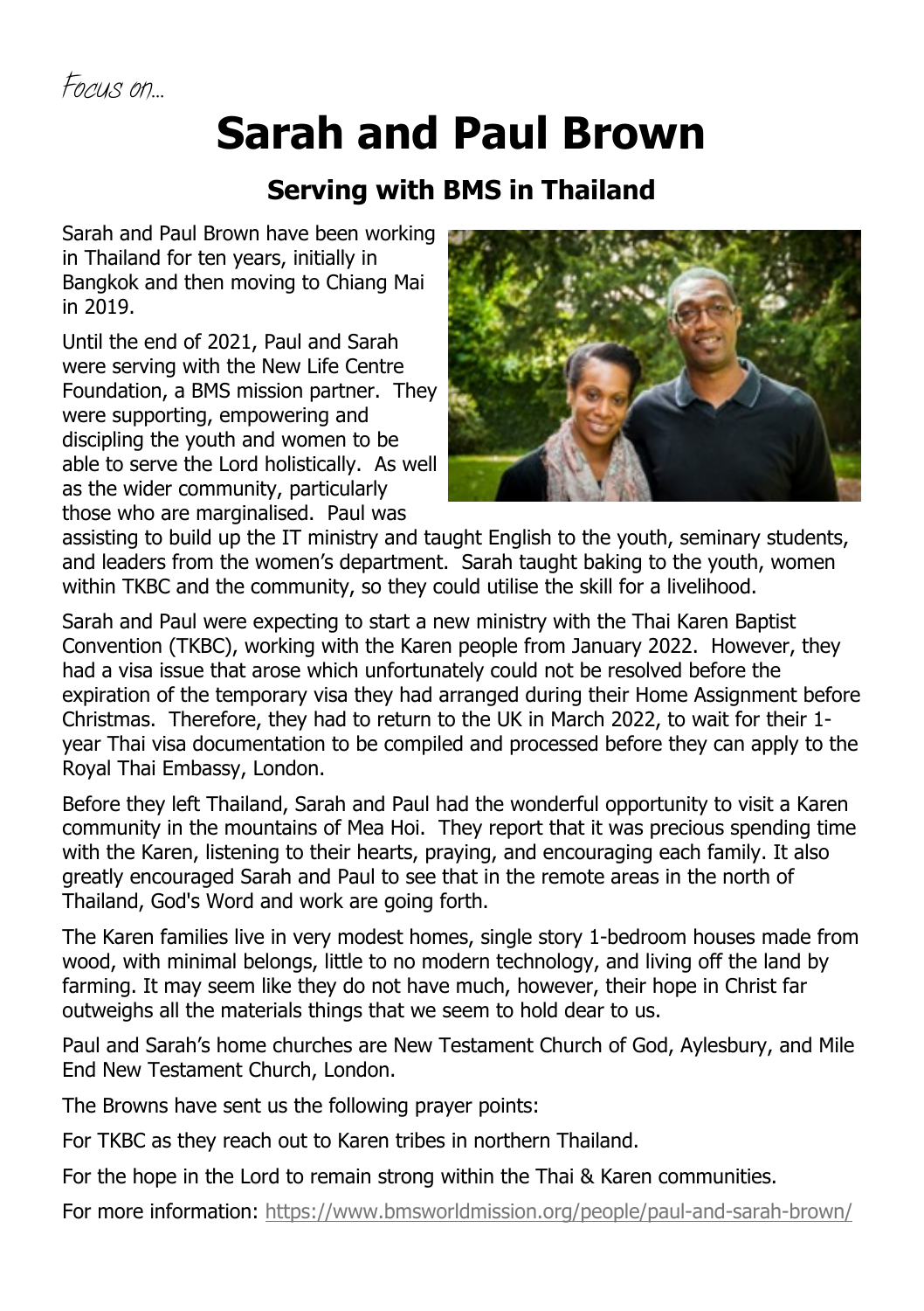*Focus on...*

# Sarah and Paul Brown

## Serving with BMS in Thailand

Sarah and Paul Brown have been working in Thailand for ten years, initially in Bangkok and then moving to Chiang Mai in 2019.

Until the end of 2021, Paul and Sarah were serving with the New Life Centre Foundation, a BMS mission partner. They were supporting, empowering and discipling the youth and women to be able to serve the Lord holistically. As well as the wider community, particularly those who are marginalised. Paul was assisting to build up the IT ministry and taught English to the youth, seminary students, and leaders from the women's department. Sarah taught baking to the youth, women within TKBC and the community, so they could utilise the skill for a livelihood.

Sarah and Paul were expecting to start a new ministry with the Thai Karen Baptist Convention (TKBC), working with the Karen people from January 2022. However, they had a visa issue that arose which unfortunately could not be resolved before the expiration of the temporary visa they had arranged during their Home Assignment before Christmas. Therefore, they had to return to the UK in March 2022, to wait for their 1-year Thai visa documentation to be compiled and processed before they can apply to the Royal Thai Embassy, London.

Before they left Thailand, Sarah and Paul had the wonderful opportunity to visit a Karen community in the mountains of Mea Hoi. They report that it was precious spending time with the Karen, listening to their hearts, praying, and encouraging each family. It also greatly encouraged Sarah and Paul to see that in the remote areas in the north of Thailand, God's Word and work are going forth.

The Karen families live in very modest homes, single story 1-bedroom houses made from wood, with minimal belongs, little to no modern technology, and living off the land by farming. It may seem like they do not have much, however, their hope in Christ far outweighs all the materials things that we seem to hold dear to us.

Paul and Sarah's home churches are New Testament Church of God, Aylesbury, and Mile End New Testament Church, London.

The Browns have sent us the following prayer points:

For TKBC as they reach out to Karen tribes in northern Thailand.

For the hope in the Lord to remain strong within the Thai & Karen communities.

For more information: https://www.bmsworldmission.org/people/paul-and-sarah-brown/